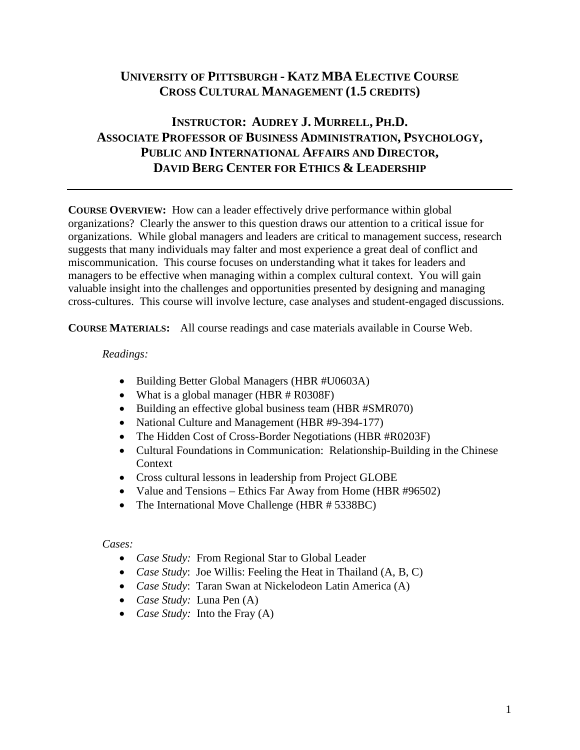# UNIVERSITY OF PITTSBURGH - KATZ MBA ELECTIVE COURSE
# CROSS CULTURAL MANAGEMENT (1.5 CREDITS)

## INSTRUCTOR: AUDREY J. MURRELL, PH.D.
## ASSOCIATE PROFESSOR OF BUSINESS ADMINISTRATION, PSYCHOLOGY, PUBLIC AND INTERNATIONAL AFFAIRS AND DIRECTOR, DAVID BERG CENTER FOR ETHICS & LEADERSHIP

---

**COURSE OVERVIEW:** How can a leader effectively drive performance within global organizations? Clearly the answer to this question draws our attention to a critical issue for organizations. While global managers and leaders are critical to management success, research suggests that many individuals may falter and most experience a great deal of conflict and miscommunication. This course focuses on understanding what it takes for leaders and managers to be effective when managing within a complex cultural context. You will gain valuable insight into the challenges and opportunities presented by designing and managing cross-cultures. This course will involve lecture, case analyses and student-engaged discussions.

**COURSE MATERIALS:** All course readings and case materials available in Course Web.

*Readings:*

- Building Better Global Managers (HBR #U0603A)
- What is a global manager (HBR # R0308F)
- Building an effective global business team (HBR #SMR070)
- National Culture and Management (HBR #9-394-177)
- The Hidden Cost of Cross-Border Negotiations (HBR #R0203F)
- Cultural Foundations in Communication: Relationship-Building in the Chinese Context
- Cross cultural lessons in leadership from Project GLOBE
- Value and Tensions – Ethics Far Away from Home (HBR #96502)
- The International Move Challenge (HBR # 5338BC)

*Cases:*

- *Case Study:* From Regional Star to Global Leader
- *Case Study*: Joe Willis: Feeling the Heat in Thailand (A, B, C)
- *Case Study*: Taran Swan at Nickelodeon Latin America (A)
- *Case Study:* Luna Pen (A)
- *Case Study:* Into the Fray (A)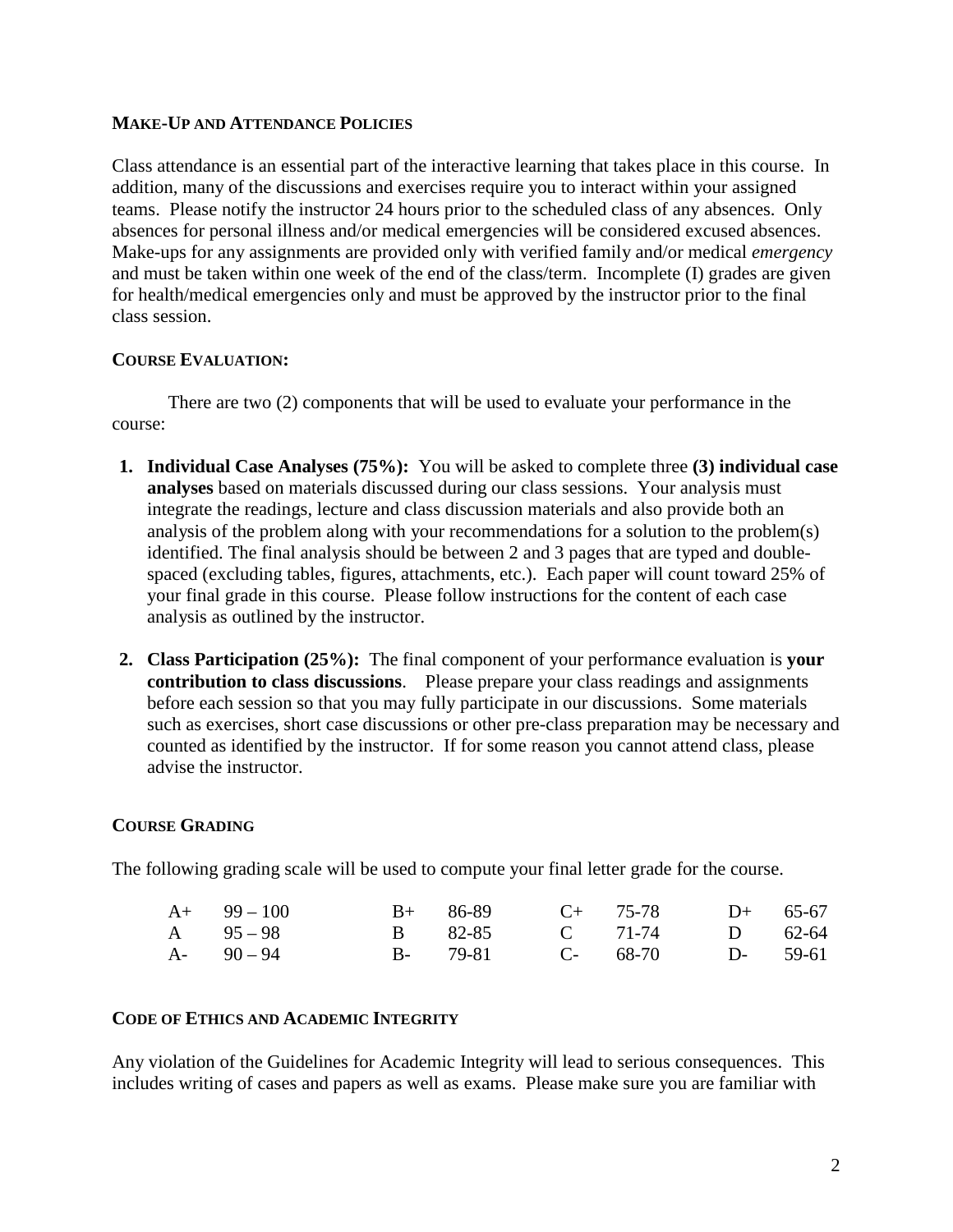## MAKE-UP AND ATTENDANCE POLICIES

Class attendance is an essential part of the interactive learning that takes place in this course. In addition, many of the discussions and exercises require you to interact within your assigned teams. Please notify the instructor 24 hours prior to the scheduled class of any absences. Only absences for personal illness and/or medical emergencies will be considered excused absences. Make-ups for any assignments are provided only with verified family and/or medical *emergency* and must be taken within one week of the end of the class/term. Incomplete (I) grades are given for health/medical emergencies only and must be approved by the instructor prior to the final class session.

## COURSE EVALUATION:

There are two (2) components that will be used to evaluate your performance in the course:

1. **Individual Case Analyses (75%):** You will be asked to complete three **(3) individual case analyses** based on materials discussed during our class sessions. Your analysis must integrate the readings, lecture and class discussion materials and also provide both an analysis of the problem along with your recommendations for a solution to the problem(s) identified. The final analysis should be between 2 and 3 pages that are typed and double-spaced (excluding tables, figures, attachments, etc.). Each paper will count toward 25% of your final grade in this course. Please follow instructions for the content of each case analysis as outlined by the instructor.

2. **Class Participation (25%):** The final component of your performance evaluation is **your contribution to class discussions**. Please prepare your class readings and assignments before each session so that you may fully participate in our discussions. Some materials such as exercises, short case discussions or other pre-class preparation may be necessary and counted as identified by the instructor. If for some reason you cannot attend class, please advise the instructor.

## COURSE GRADING

The following grading scale will be used to compute your final letter grade for the course.

| | | | | | | | |
|---|---|---|---|---|---|---|---|
| A+ | 99 – 100 | B+ | 86-89 | C+ | 75-78 | D+ | 65-67 |
| A | 95 – 98 | B | 82-85 | C | 71-74 | D | 62-64 |
| A- | 90 – 94 | B- | 79-81 | C- | 68-70 | D- | 59-61 |

## CODE OF ETHICS AND ACADEMIC INTEGRITY

Any violation of the Guidelines for Academic Integrity will lead to serious consequences. This includes writing of cases and papers as well as exams. Please make sure you are familiar with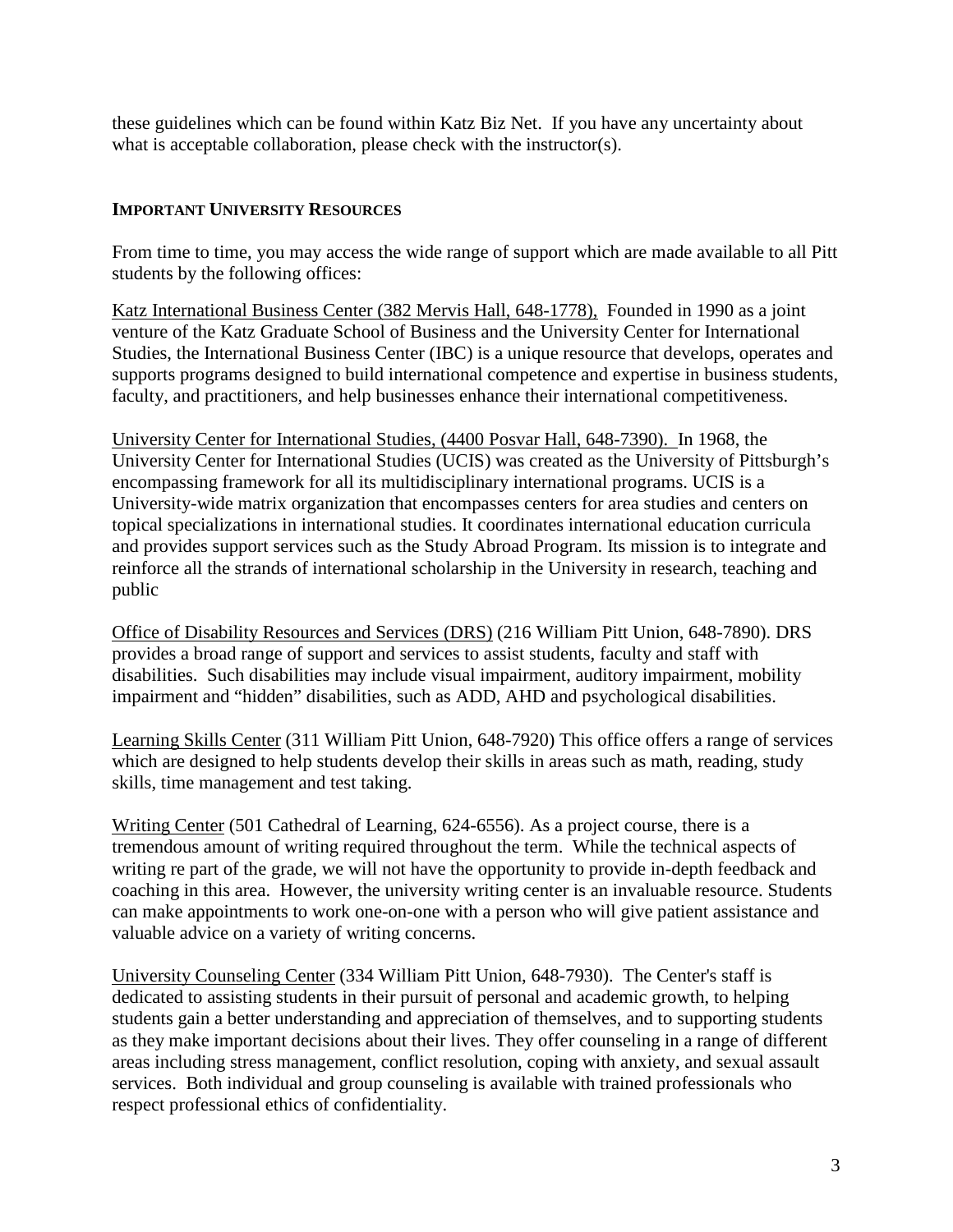these guidelines which can be found within Katz Biz Net. If you have any uncertainty about what is acceptable collaboration, please check with the instructor(s).

## IMPORTANT UNIVERSITY RESOURCES

From time to time, you may access the wide range of support which are made available to all Pitt students by the following offices:

Katz International Business Center (382 Mervis Hall, 648-1778), Founded in 1990 as a joint venture of the Katz Graduate School of Business and the University Center for International Studies, the International Business Center (IBC) is a unique resource that develops, operates and supports programs designed to build international competence and expertise in business students, faculty, and practitioners, and help businesses enhance their international competitiveness.

University Center for International Studies, (4400 Posvar Hall, 648-7390). In 1968, the University Center for International Studies (UCIS) was created as the University of Pittsburgh's encompassing framework for all its multidisciplinary international programs. UCIS is a University-wide matrix organization that encompasses centers for area studies and centers on topical specializations in international studies. It coordinates international education curricula and provides support services such as the Study Abroad Program. Its mission is to integrate and reinforce all the strands of international scholarship in the University in research, teaching and public

Office of Disability Resources and Services (DRS) (216 William Pitt Union, 648-7890). DRS provides a broad range of support and services to assist students, faculty and staff with disabilities. Such disabilities may include visual impairment, auditory impairment, mobility impairment and "hidden" disabilities, such as ADD, AHD and psychological disabilities.

Learning Skills Center (311 William Pitt Union, 648-7920) This office offers a range of services which are designed to help students develop their skills in areas such as math, reading, study skills, time management and test taking.

Writing Center (501 Cathedral of Learning, 624-6556). As a project course, there is a tremendous amount of writing required throughout the term. While the technical aspects of writing re part of the grade, we will not have the opportunity to provide in-depth feedback and coaching in this area. However, the university writing center is an invaluable resource. Students can make appointments to work one-on-one with a person who will give patient assistance and valuable advice on a variety of writing concerns.

University Counseling Center (334 William Pitt Union, 648-7930). The Center's staff is dedicated to assisting students in their pursuit of personal and academic growth, to helping students gain a better understanding and appreciation of themselves, and to supporting students as they make important decisions about their lives. They offer counseling in a range of different areas including stress management, conflict resolution, coping with anxiety, and sexual assault services. Both individual and group counseling is available with trained professionals who respect professional ethics of confidentiality.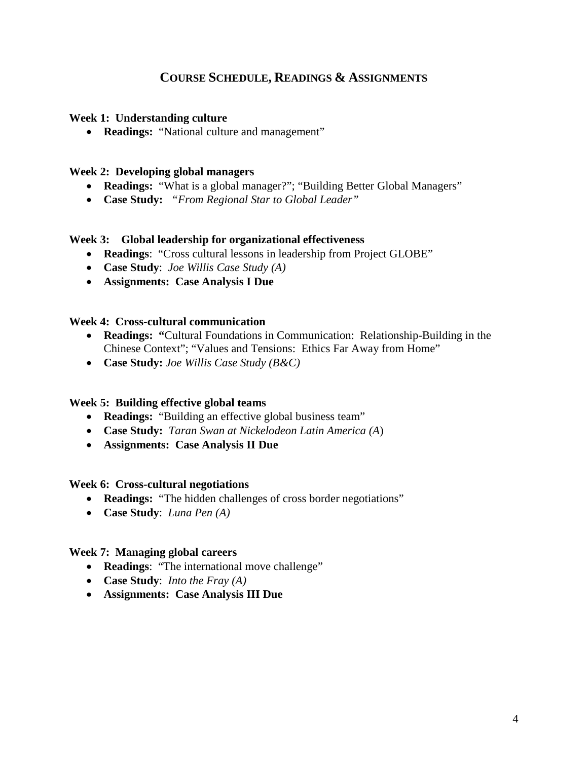## COURSE SCHEDULE, READINGS & ASSIGNMENTS

**Week 1: Understanding culture**

- **Readings:** "National culture and management"

**Week 2: Developing global managers**

- **Readings:** "What is a global manager?"; "Building Better Global Managers"
- **Case Study:** *"From Regional Star to Global Leader"*

**Week 3: Global leadership for organizational effectiveness**

- **Readings**: "Cross cultural lessons in leadership from Project GLOBE"
- **Case Study**: *Joe Willis Case Study (A)*
- **Assignments: Case Analysis I Due**

**Week 4: Cross-cultural communication**

- **Readings: "**Cultural Foundations in Communication: Relationship-Building in the Chinese Context"; "Values and Tensions: Ethics Far Away from Home"
- **Case Study:** *Joe Willis Case Study (B&C)*

**Week 5: Building effective global teams**

- **Readings:** "Building an effective global business team"
- **Case Study:** *Taran Swan at Nickelodeon Latin America (A)*
- **Assignments: Case Analysis II Due**

**Week 6: Cross-cultural negotiations**

- **Readings:** "The hidden challenges of cross border negotiations"
- **Case Study**: *Luna Pen (A)*

**Week 7: Managing global careers**

- **Readings**: "The international move challenge"
- **Case Study**: *Into the Fray (A)*
- **Assignments: Case Analysis III Due**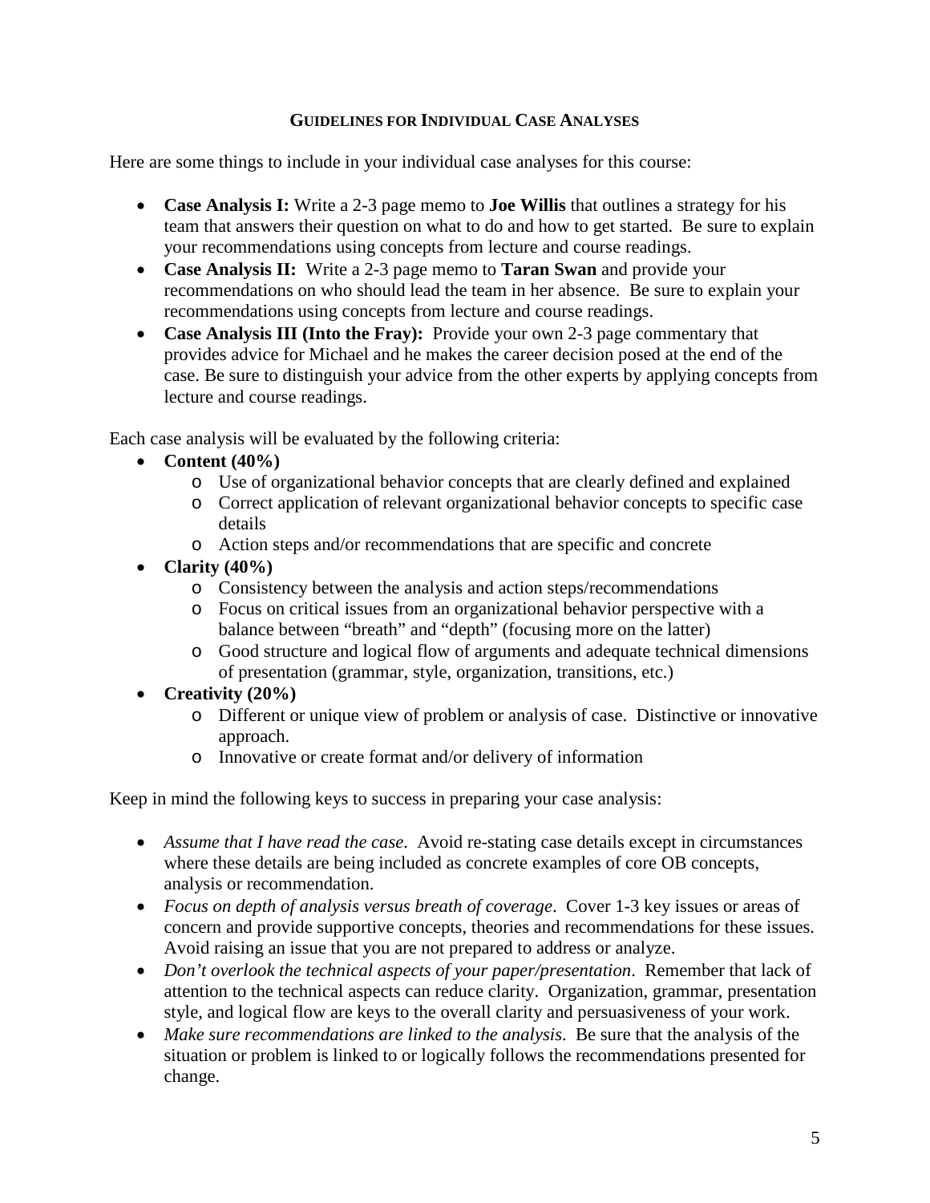## GUIDELINES FOR INDIVIDUAL CASE ANALYSES

Here are some things to include in your individual case analyses for this course:

- **Case Analysis I:** Write a 2-3 page memo to **Joe Willis** that outlines a strategy for his team that answers their question on what to do and how to get started. Be sure to explain your recommendations using concepts from lecture and course readings.
- **Case Analysis II:** Write a 2-3 page memo to **Taran Swan** and provide your recommendations on who should lead the team in her absence. Be sure to explain your recommendations using concepts from lecture and course readings.
- **Case Analysis III (Into the Fray):** Provide your own 2-3 page commentary that provides advice for Michael and he makes the career decision posed at the end of the case. Be sure to distinguish your advice from the other experts by applying concepts from lecture and course readings.

Each case analysis will be evaluated by the following criteria:

- **Content (40%)**
  - Use of organizational behavior concepts that are clearly defined and explained
  - Correct application of relevant organizational behavior concepts to specific case details
  - Action steps and/or recommendations that are specific and concrete
- **Clarity (40%)**
  - Consistency between the analysis and action steps/recommendations
  - Focus on critical issues from an organizational behavior perspective with a balance between "breath" and "depth" (focusing more on the latter)
  - Good structure and logical flow of arguments and adequate technical dimensions of presentation (grammar, style, organization, transitions, etc.)
- **Creativity (20%)**
  - Different or unique view of problem or analysis of case. Distinctive or innovative approach.
  - Innovative or create format and/or delivery of information

Keep in mind the following keys to success in preparing your case analysis:

- *Assume that I have read the case*. Avoid re-stating case details except in circumstances where these details are being included as concrete examples of core OB concepts, analysis or recommendation.
- *Focus on depth of analysis versus breath of coverage*. Cover 1-3 key issues or areas of concern and provide supportive concepts, theories and recommendations for these issues. Avoid raising an issue that you are not prepared to address or analyze.
- *Don't overlook the technical aspects of your paper/presentation*. Remember that lack of attention to the technical aspects can reduce clarity. Organization, grammar, presentation style, and logical flow are keys to the overall clarity and persuasiveness of your work.
- *Make sure recommendations are linked to the analysis*. Be sure that the analysis of the situation or problem is linked to or logically follows the recommendations presented for change.